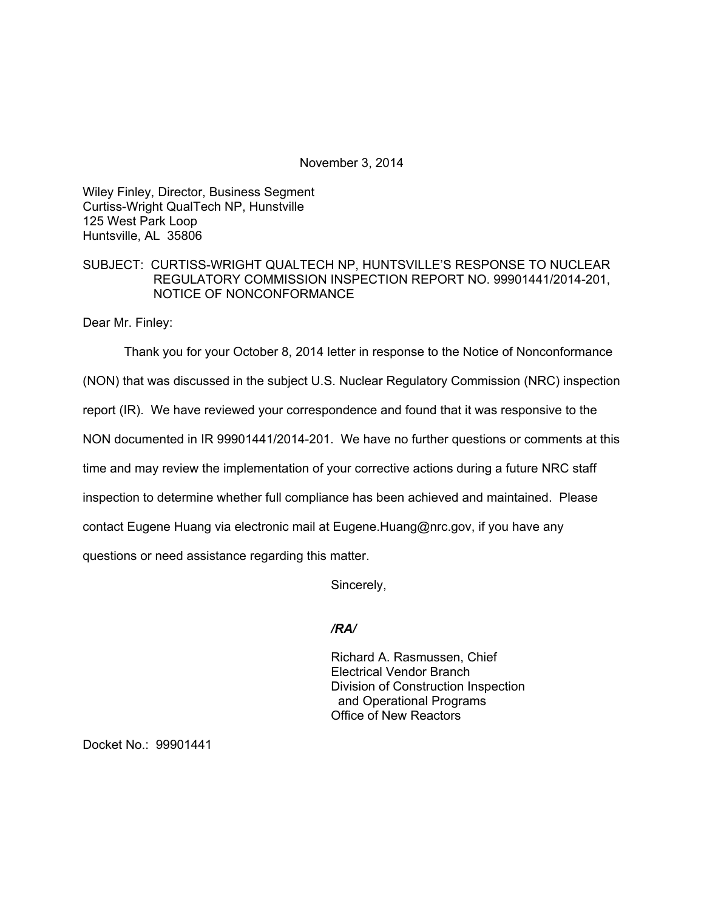November 3, 2014

Wiley Finley, Director, Business Segment
Curtiss-Wright QualTech NP, Hunstville
125 West Park Loop
Huntsville, AL 35806

SUBJECT: CURTISS-WRIGHT QUALTECH NP, HUNTSVILLE'S RESPONSE TO NUCLEAR REGULATORY COMMISSION INSPECTION REPORT NO. 99901441/2014-201, NOTICE OF NONCONFORMANCE

Dear Mr. Finley:

Thank you for your October 8, 2014 letter in response to the Notice of Nonconformance (NON) that was discussed in the subject U.S. Nuclear Regulatory Commission (NRC) inspection report (IR). We have reviewed your correspondence and found that it was responsive to the NON documented in IR 99901441/2014-201. We have no further questions or comments at this time and may review the implementation of your corrective actions during a future NRC staff inspection to determine whether full compliance has been achieved and maintained. Please contact Eugene Huang via electronic mail at Eugene.Huang@nrc.gov, if you have any questions or need assistance regarding this matter.

Sincerely,

***/RA/***

Richard A. Rasmussen, Chief
Electrical Vendor Branch
Division of Construction Inspection
and Operational Programs
Office of New Reactors

Docket No.: 99901441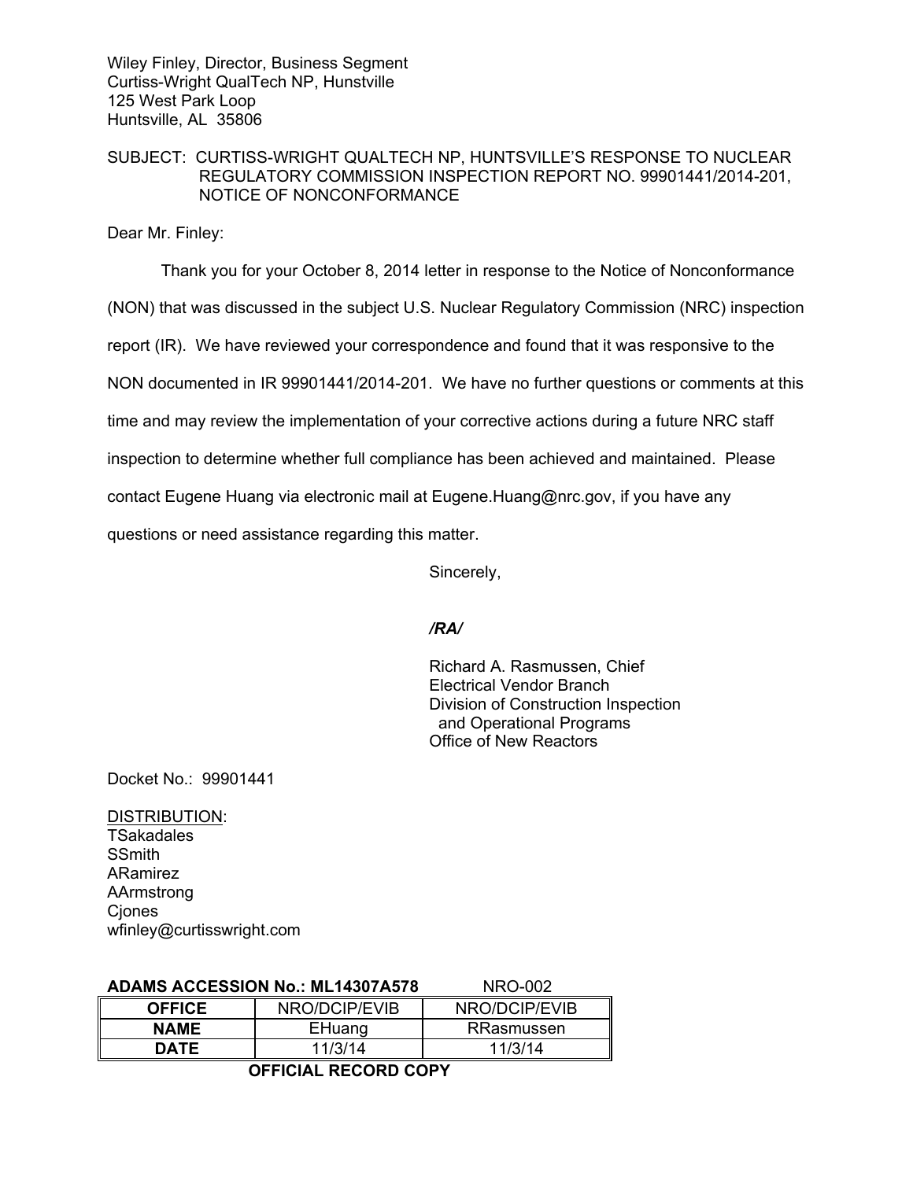Wiley Finley, Director, Business Segment
Curtiss-Wright QualTech NP, Hunstville
125 West Park Loop
Huntsville, AL 35806

SUBJECT: CURTISS-WRIGHT QUALTECH NP, HUNTSVILLE'S RESPONSE TO NUCLEAR REGULATORY COMMISSION INSPECTION REPORT NO. 99901441/2014-201, NOTICE OF NONCONFORMANCE

Dear Mr. Finley:

Thank you for your October 8, 2014 letter in response to the Notice of Nonconformance (NON) that was discussed in the subject U.S. Nuclear Regulatory Commission (NRC) inspection report (IR). We have reviewed your correspondence and found that it was responsive to the NON documented in IR 99901441/2014-201. We have no further questions or comments at this time and may review the implementation of your corrective actions during a future NRC staff inspection to determine whether full compliance has been achieved and maintained. Please contact Eugene Huang via electronic mail at Eugene.Huang@nrc.gov, if you have any questions or need assistance regarding this matter.

Sincerely,

*/RA/*

Richard A. Rasmussen, Chief
Electrical Vendor Branch
Division of Construction Inspection
and Operational Programs
Office of New Reactors

Docket No.: 99901441

DISTRIBUTION:
TSakadales
SSmith
ARamirez
AArmstrong
Cjones
wfinley@curtisswright.com

**ADAMS ACCESSION No.: ML14307A578** NRO-002

| **OFFICE** | NRO/DCIP/EVIB | NRO/DCIP/EVIB |
|---|---|---|
| **NAME** | EHuang | RRasmussen |
| **DATE** | 11/3/14 | 11/3/14 |

**OFFICIAL RECORD COPY**